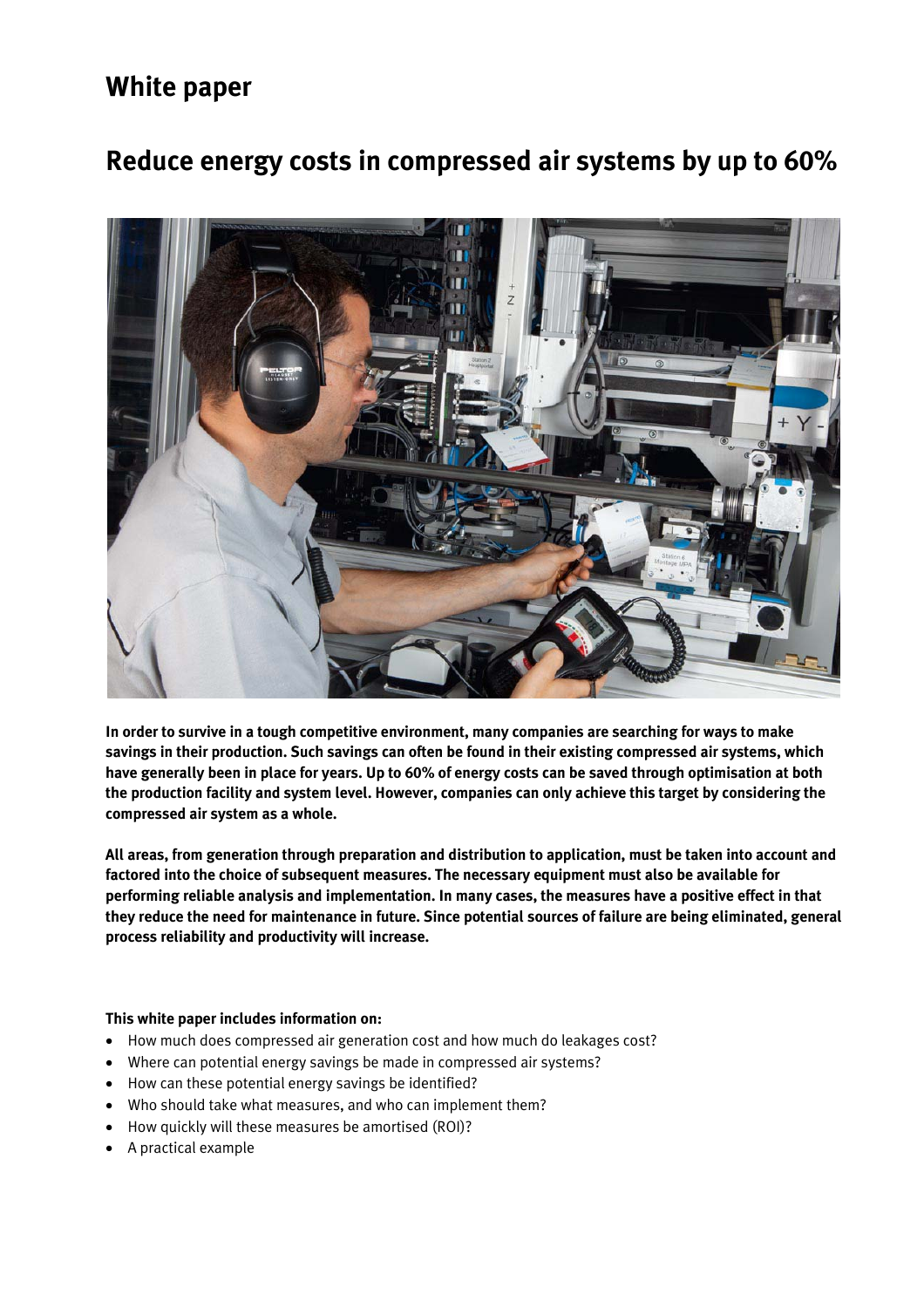# White paper

## Reduce energy costs in compressed air systems by up to 60%

**In order to survive in a tough competitive environment, many companies are searching for ways to make savings in their production. Such savings can often be found in their existing compressed air systems, which have generally been in place for years. Up to 60% of energy costs can be saved through optimisation at both the production facility and system level. However, companies can only achieve this target by considering the compressed air system as a whole.**

**All areas, from generation through preparation and distribution to application, must be taken into account and factored into the choice of subsequent measures. The necessary equipment must also be available for performing reliable analysis and implementation. In many cases, the measures have a positive effect in that they reduce the need for maintenance in future. Since potential sources of failure are being eliminated, general process reliability and productivity will increase.**

**This white paper includes information on:**

- How much does compressed air generation cost and how much do leakages cost?
- Where can potential energy savings be made in compressed air systems?
- How can these potential energy savings be identified?
- Who should take what measures, and who can implement them?
- How quickly will these measures be amortised (ROI)?
- A practical example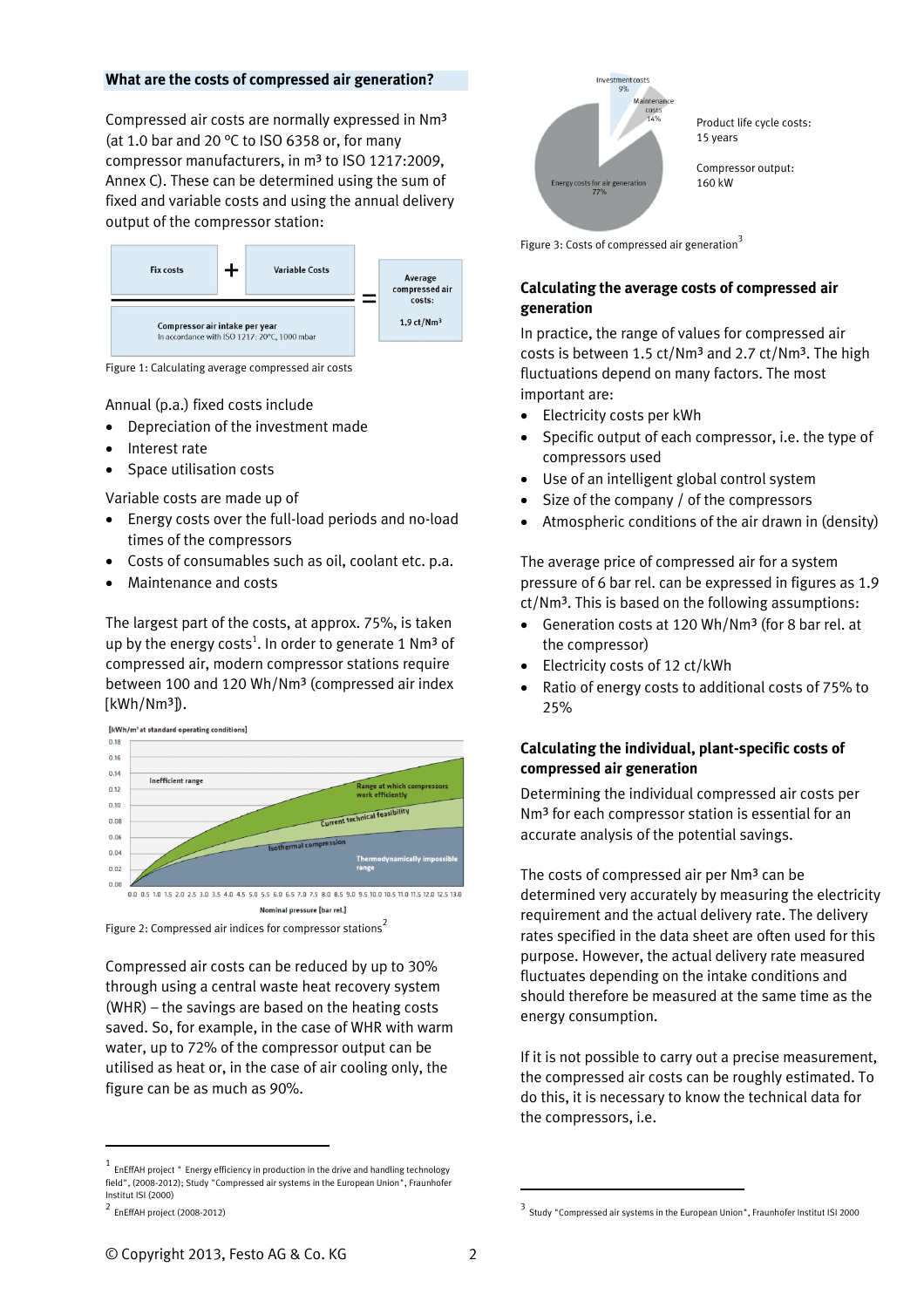## What are the costs of compressed air generation?

Compressed air costs are normally expressed in Nm³ (at 1.0 bar and 20 °C to ISO 6358 or, for many compressor manufacturers, in m³ to ISO 1217:2009, Annex C). These can be determined using the sum of fixed and variable costs and using the annual delivery output of the compressor station:

Fix costs + Variable Costs / Compressor air intake per year (In accordance with ISO 1217: 20°C, 1000 mbar) = Average compressed air costs: 1,9 ct/Nm³

Figure 1: Calculating average compressed air costs

Annual (p.a.) fixed costs include

- Depreciation of the investment made
- Interest rate
- Space utilisation costs

Variable costs are made up of

- Energy costs over the full-load periods and no-load times of the compressors
- Costs of consumables such as oil, coolant etc. p.a.
- Maintenance and costs

The largest part of the costs, at approx. 75%, is taken up by the energy costs[1]. In order to generate 1 Nm³ of compressed air, modern compressor stations require between 100 and 120 Wh/Nm³ (compressed air index [kWh/Nm³]).

Figure 2: Compressed air indices for compressor stations[2]

Compressed air costs can be reduced by up to 30% through using a central waste heat recovery system (WHR) – the savings are based on the heating costs saved. So, for example, in the case of WHR with warm water, up to 72% of the compressor output can be utilised as heat or, in the case of air cooling only, the figure can be as much as 90%.

Product life cycle costs: 15 years

Compressor output: 160 kW

Figure 3: Costs of compressed air generation[3]

### Calculating the average costs of compressed air generation

In practice, the range of values for compressed air costs is between 1.5 ct/Nm³ and 2.7 ct/Nm³. The high fluctuations depend on many factors. The most important are:

- Electricity costs per kWh
- Specific output of each compressor, i.e. the type of compressors used
- Use of an intelligent global control system
- Size of the company / of the compressors
- Atmospheric conditions of the air drawn in (density)

The average price of compressed air for a system pressure of 6 bar rel. can be expressed in figures as 1.9 ct/Nm³. This is based on the following assumptions:

- Generation costs at 120 Wh/Nm³ (for 8 bar rel. at the compressor)
- Electricity costs of 12 ct/kWh
- Ratio of energy costs to additional costs of 75% to 25%

### Calculating the individual, plant-specific costs of compressed air generation

Determining the individual compressed air costs per Nm³ for each compressor station is essential for an accurate analysis of the potential savings.

The costs of compressed air per Nm³ can be determined very accurately by measuring the electricity requirement and the actual delivery rate. The delivery rates specified in the data sheet are often used for this purpose. However, the actual delivery rate measured fluctuates depending on the intake conditions and should therefore be measured at the same time as the energy consumption.

If it is not possible to carry out a precise measurement, the compressed air costs can be roughly estimated. To do this, it is necessary to know the technical data for the compressors, i.e.

---

[1] EnEffAH project " Energy efficiency in production in the drive and handling technology field", (2008-2012); Study "Compressed air systems in the European Union", Fraunhofer Institut ISI (2000)

[2] EnEffAH project (2008-2012)

[3] Study "Compressed air systems in the European Union", Fraunhofer Institut ISI 2000

© Copyright 2013, Festo AG & Co. KG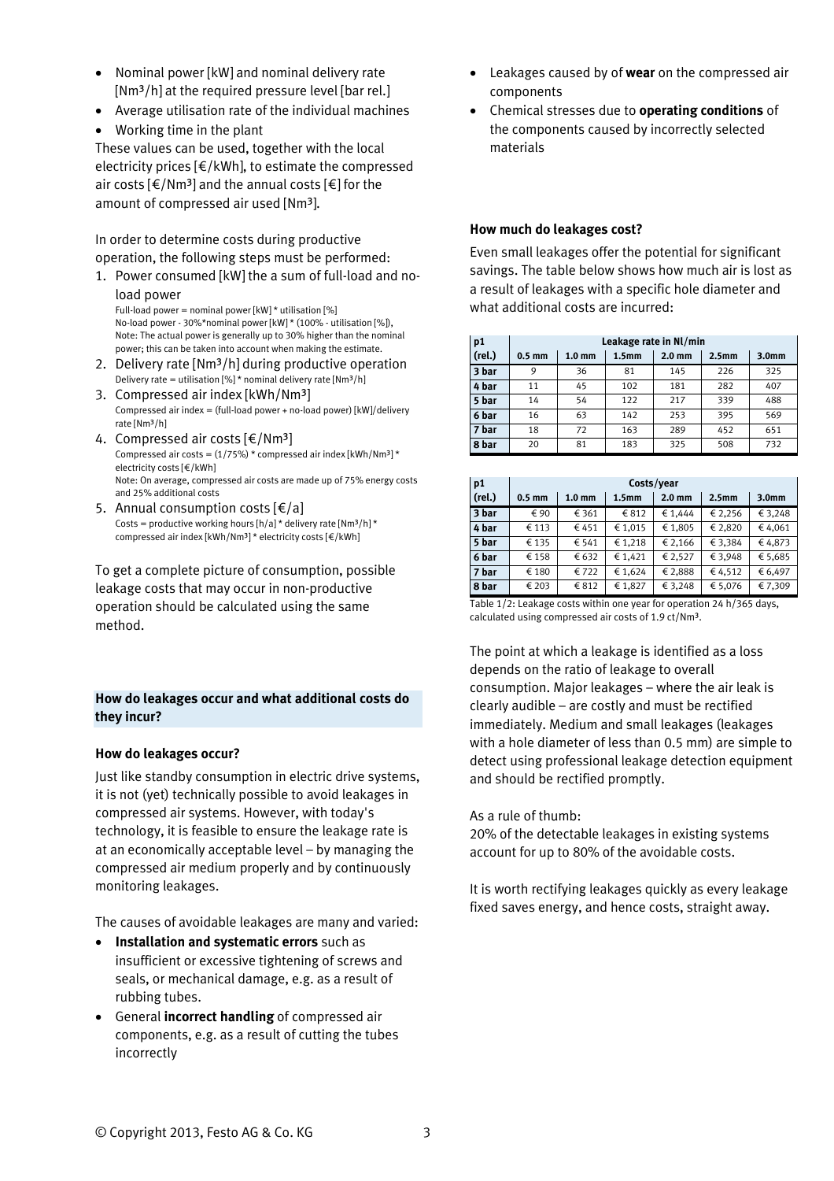- Nominal power [kW] and nominal delivery rate [Nm³/h] at the required pressure level [bar rel.]
- Average utilisation rate of the individual machines
- Working time in the plant

These values can be used, together with the local electricity prices [€/kWh], to estimate the compressed air costs [€/Nm³] and the annual costs [€] for the amount of compressed air used [Nm³].

In order to determine costs during productive operation, the following steps must be performed:

1. Power consumed [kW] the a sum of full-load and no-load power
   Full-load power = nominal power [kW] * utilisation [%]
   No-load power - 30%*nominal power [kW] * (100% - utilisation [%]),
   Note: The actual power is generally up to 30% higher than the nominal power; this can be taken into account when making the estimate.
2. Delivery rate [Nm³/h] during productive operation
   Delivery rate = utilisation [%] * nominal delivery rate [Nm³/h]
3. Compressed air index [kWh/Nm³]
   Compressed air index = (full-load power + no-load power) [kW]/delivery rate [Nm³/h]
4. Compressed air costs [€/Nm³]
   Compressed air costs = (1/75%) * compressed air index [kWh/Nm³] * electricity costs [€/kWh]
   Note: On average, compressed air costs are made up of 75% energy costs and 25% additional costs
5. Annual consumption costs [€/a]
   Costs = productive working hours [h/a] * delivery rate [Nm³/h] * compressed air index [kWh/Nm³] * electricity costs [€/kWh]

To get a complete picture of consumption, possible leakage costs that may occur in non-productive operation should be calculated using the same method.

## How do leakages occur and what additional costs do they incur?

### How do leakages occur?

Just like standby consumption in electric drive systems, it is not (yet) technically possible to avoid leakages in compressed air systems. However, with today's technology, it is feasible to ensure the leakage rate is at an economically acceptable level – by managing the compressed air medium properly and by continuously monitoring leakages.

The causes of avoidable leakages are many and varied:

- **Installation and systematic errors** such as insufficient or excessive tightening of screws and seals, or mechanical damage, e.g. as a result of rubbing tubes.
- General **incorrect handling** of compressed air components, e.g. as a result of cutting the tubes incorrectly
- Leakages caused by of **wear** on the compressed air components
- Chemical stresses due to **operating conditions** of the components caused by incorrectly selected materials

### How much do leakages cost?

Even small leakages offer the potential for significant savings. The table below shows how much air is lost as a result of leakages with a specific hole diameter and what additional costs are incurred:

| p1 | Leakage rate in Nl/min | | | | | |
|---|---|---|---|---|---|---|
| (rel.) | 0.5 mm | 1.0 mm | 1.5mm | 2.0 mm | 2.5mm | 3.0mm |
| 3 bar | 9 | 36 | 81 | 145 | 226 | 325 |
| 4 bar | 11 | 45 | 102 | 181 | 282 | 407 |
| 5 bar | 14 | 54 | 122 | 217 | 339 | 488 |
| 6 bar | 16 | 63 | 142 | 253 | 395 | 569 |
| 7 bar | 18 | 72 | 163 | 289 | 452 | 651 |
| 8 bar | 20 | 81 | 183 | 325 | 508 | 732 |

| p1 | Costs/year | | | | | |
|---|---|---|---|---|---|---|
| (rel.) | 0.5 mm | 1.0 mm | 1.5mm | 2.0 mm | 2.5mm | 3.0mm |
| 3 bar | € 90 | € 361 | € 812 | € 1,444 | € 2,256 | € 3,248 |
| 4 bar | € 113 | € 451 | € 1,015 | € 1,805 | € 2,820 | € 4,061 |
| 5 bar | € 135 | € 541 | € 1,218 | € 2,166 | € 3,384 | € 4,873 |
| 6 bar | € 158 | € 632 | € 1,421 | € 2,527 | € 3,948 | € 5,685 |
| 7 bar | € 180 | € 722 | € 1,624 | € 2,888 | € 4,512 | € 6,497 |
| 8 bar | € 203 | € 812 | € 1,827 | € 3,248 | € 5,076 | € 7,309 |

Table 1/2: Leakage costs within one year for operation 24 h/365 days, calculated using compressed air costs of 1.9 ct/Nm³.

The point at which a leakage is identified as a loss depends on the ratio of leakage to overall consumption. Major leakages – where the air leak is clearly audible – are costly and must be rectified immediately. Medium and small leakages (leakages with a hole diameter of less than 0.5 mm) are simple to detect using professional leakage detection equipment and should be rectified promptly.

As a rule of thumb:
20% of the detectable leakages in existing systems account for up to 80% of the avoidable costs.

It is worth rectifying leakages quickly as every leakage fixed saves energy, and hence costs, straight away.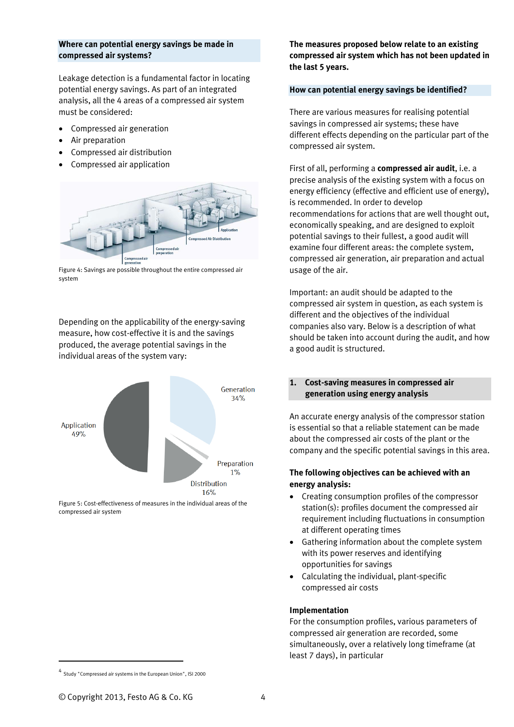### Where can potential energy savings be made in compressed air systems?

Leakage detection is a fundamental factor in locating potential energy savings. As part of an integrated analysis, all the 4 areas of a compressed air system must be considered:

- Compressed air generation
- Air preparation
- Compressed air distribution
- Compressed air application

Figure 4: Savings are possible throughout the entire compressed air system

Depending on the applicability of the energy-saving measure, how cost-effective it is and the savings produced, the average potential savings in the individual areas of the system vary:

Figure 5: Cost-effectiveness of measures in the individual areas of the compressed air system[4]

**The measures proposed below relate to an existing compressed air system which has not been updated in the last 5 years.**

### How can potential energy savings be identified?

There are various measures for realising potential savings in compressed air systems; these have different effects depending on the particular part of the compressed air system.

First of all, performing a **compressed air audit**, i.e. a precise analysis of the existing system with a focus on energy efficiency (effective and efficient use of energy), is recommended. In order to develop recommendations for actions that are well thought out, economically speaking, and are designed to exploit potential savings to their fullest, a good audit will examine four different areas: the complete system, compressed air generation, air preparation and actual usage of the air.

Important: an audit should be adapted to the compressed air system in question, as each system is different and the objectives of the individual companies also vary. Below is a description of what should be taken into account during the audit, and how a good audit is structured.

### 1. Cost-saving measures in compressed air generation using energy analysis

An accurate energy analysis of the compressor station is essential so that a reliable statement can be made about the compressed air costs of the plant or the company and the specific potential savings in this area.

**The following objectives can be achieved with an energy analysis:**

- Creating consumption profiles of the compressor station(s): profiles document the compressed air requirement including fluctuations in consumption at different operating times
- Gathering information about the complete system with its power reserves and identifying opportunities for savings
- Calculating the individual, plant-specific compressed air costs

**Implementation**

For the consumption profiles, various parameters of compressed air generation are recorded, some simultaneously, over a relatively long timeframe (at least 7 days), in particular

[4] Study "Compressed air systems in the European Union", ISI 2000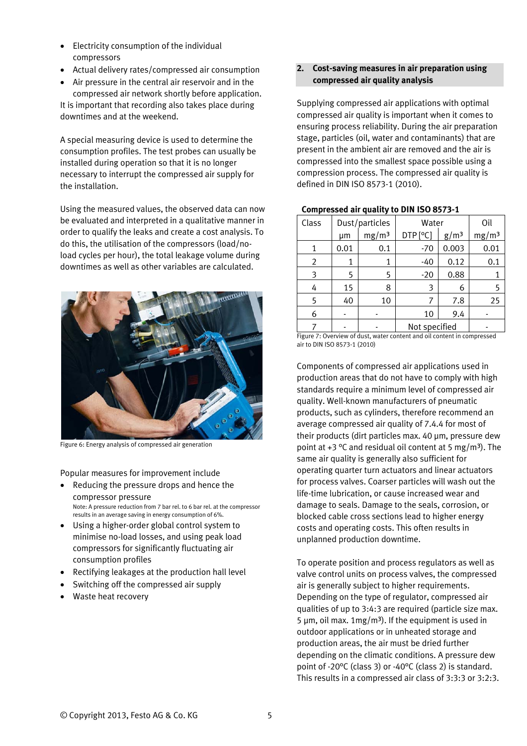- Electricity consumption of the individual compressors
- Actual delivery rates/compressed air consumption
- Air pressure in the central air reservoir and in the compressed air network shortly before application.

It is important that recording also takes place during downtimes and at the weekend.

A special measuring device is used to determine the consumption profiles. The test probes can usually be installed during operation so that it is no longer necessary to interrupt the compressed air supply for the installation.

Using the measured values, the observed data can now be evaluated and interpreted in a qualitative manner in order to qualify the leaks and create a cost analysis. To do this, the utilisation of the compressors (load/no-load cycles per hour), the total leakage volume during downtimes as well as other variables are calculated.

Figure 6: Energy analysis of compressed air generation

Popular measures for improvement include

- Reducing the pressure drops and hence the compressor pressure
  Note: A pressure reduction from 7 bar rel. to 6 bar rel. at the compressor results in an average saving in energy consumption of 6%.
- Using a higher-order global control system to minimise no-load losses, and using peak load compressors for significantly fluctuating air consumption profiles
- Rectifying leakages at the production hall level
- Switching off the compressed air supply
- Waste heat recovery

## 2. Cost-saving measures in air preparation using compressed air quality analysis

Supplying compressed air applications with optimal compressed air quality is important when it comes to ensuring process reliability. During the air preparation stage, particles (oil, water and contaminants) that are present in the ambient air are removed and the air is compressed into the smallest space possible using a compression process. The compressed air quality is defined in DIN ISO 8573-1 (2010).

**Compressed air quality to DIN ISO 8573-1**

| Class | Dust/particles | | Water | | Oil |
|---|---|---|---|---|---|
| | µm | mg/m³ | DTP [°C] | g/m³ | mg/m³ |
| 1 | 0.01 | 0.1 | -70 | 0.003 | 0.01 |
| 2 | 1 | 1 | -40 | 0.12 | 0.1 |
| 3 | 5 | 5 | -20 | 0.88 | 1 |
| 4 | 15 | 8 | 3 | 6 | 5 |
| 5 | 40 | 10 | 7 | 7.8 | 25 |
| 6 | - | - | 10 | 9.4 | - |
| 7 | - | - | Not specified | | - |

Figure 7: Overview of dust, water content and oil content in compressed air to DIN ISO 8573-1 (2010)

Components of compressed air applications used in production areas that do not have to comply with high standards require a minimum level of compressed air quality. Well-known manufacturers of pneumatic products, such as cylinders, therefore recommend an average compressed air quality of 7.4.4 for most of their products (dirt particles max. 40 µm, pressure dew point at +3 °C and residual oil content at 5 mg/m³). The same air quality is generally also sufficient for operating quarter turn actuators and linear actuators for process valves. Coarser particles will wash out the life-time lubrication, or cause increased wear and damage to seals. Damage to the seals, corrosion, or blocked cable cross sections lead to higher energy costs and operating costs. This often results in unplanned production downtime.

To operate position and process regulators as well as valve control units on process valves, the compressed air is generally subject to higher requirements. Depending on the type of regulator, compressed air qualities of up to 3:4:3 are required (particle size max. 5 µm, oil max. 1mg/m³). If the equipment is used in outdoor applications or in unheated storage and production areas, the air must be dried further depending on the climatic conditions. A pressure dew point of -20°C (class 3) or -40°C (class 2) is standard. This results in a compressed air class of 3:3:3 or 3:2:3.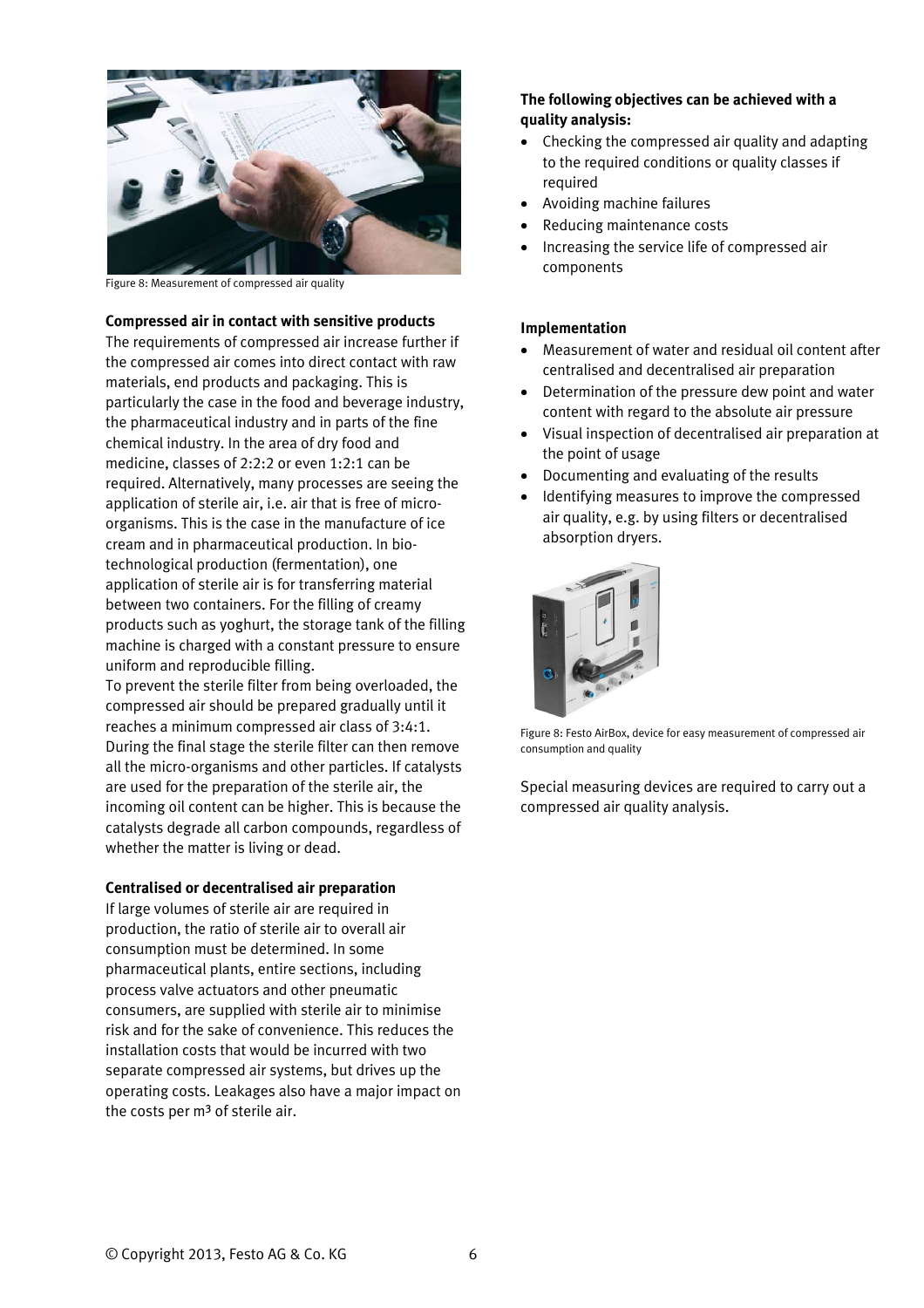Figure 8: Measurement of compressed air quality

**Compressed air in contact with sensitive products**

The requirements of compressed air increase further if the compressed air comes into direct contact with raw materials, end products and packaging. This is particularly the case in the food and beverage industry, the pharmaceutical industry and in parts of the fine chemical industry. In the area of dry food and medicine, classes of 2:2:2 or even 1:2:1 can be required. Alternatively, many processes are seeing the application of sterile air, i.e. air that is free of micro-organisms. This is the case in the manufacture of ice cream and in pharmaceutical production. In bio-technological production (fermentation), one application of sterile air is for transferring material between two containers. For the filling of creamy products such as yoghurt, the storage tank of the filling machine is charged with a constant pressure to ensure uniform and reproducible filling.

To prevent the sterile filter from being overloaded, the compressed air should be prepared gradually until it reaches a minimum compressed air class of 3:4:1. During the final stage the sterile filter can then remove all the micro-organisms and other particles. If catalysts are used for the preparation of the sterile air, the incoming oil content can be higher. This is because the catalysts degrade all carbon compounds, regardless of whether the matter is living or dead.

**Centralised or decentralised air preparation**

If large volumes of sterile air are required in production, the ratio of sterile air to overall air consumption must be determined. In some pharmaceutical plants, entire sections, including process valve actuators and other pneumatic consumers, are supplied with sterile air to minimise risk and for the sake of convenience. This reduces the installation costs that would be incurred with two separate compressed air systems, but drives up the operating costs. Leakages also have a major impact on the costs per m³ of sterile air.

**The following objectives can be achieved with a quality analysis:**

- Checking the compressed air quality and adapting to the required conditions or quality classes if required
- Avoiding machine failures
- Reducing maintenance costs
- Increasing the service life of compressed air components

**Implementation**

- Measurement of water and residual oil content after centralised and decentralised air preparation
- Determination of the pressure dew point and water content with regard to the absolute air pressure
- Visual inspection of decentralised air preparation at the point of usage
- Documenting and evaluating of the results
- Identifying measures to improve the compressed air quality, e.g. by using filters or decentralised absorption dryers.

Figure 8: Festo AirBox, device for easy measurement of compressed air consumption and quality

Special measuring devices are required to carry out a compressed air quality analysis.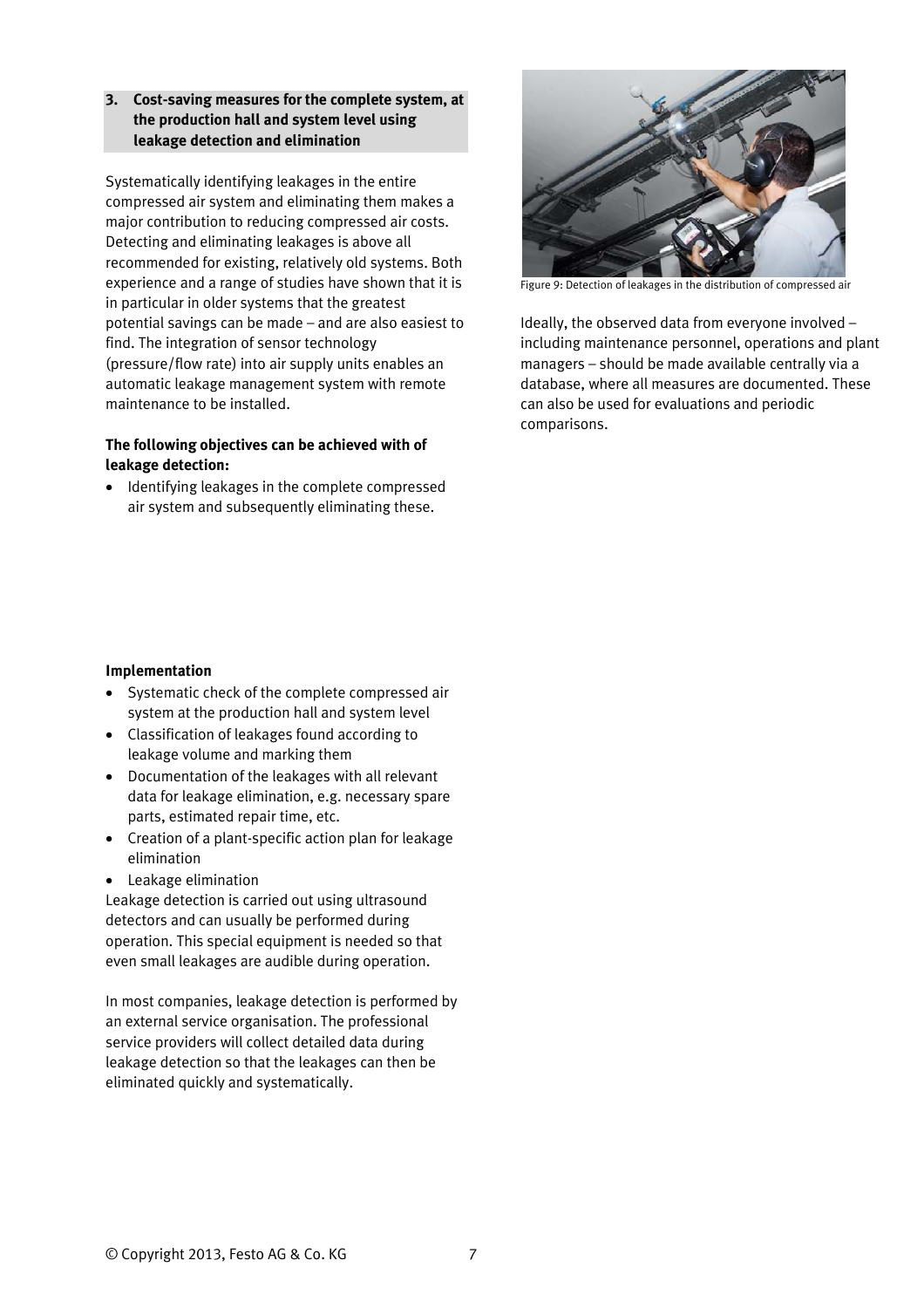**3. Cost-saving measures for the complete system, at the production hall and system level using leakage detection and elimination**

Systematically identifying leakages in the entire compressed air system and eliminating them makes a major contribution to reducing compressed air costs. Detecting and eliminating leakages is above all recommended for existing, relatively old systems. Both experience and a range of studies have shown that it is in particular in older systems that the greatest potential savings can be made – and are also easiest to find. The integration of sensor technology (pressure/flow rate) into air supply units enables an automatic leakage management system with remote maintenance to be installed.

**The following objectives can be achieved with of leakage detection:**

- Identifying leakages in the complete compressed air system and subsequently eliminating these.

**Implementation**

- Systematic check of the complete compressed air system at the production hall and system level
- Classification of leakages found according to leakage volume and marking them
- Documentation of the leakages with all relevant data for leakage elimination, e.g. necessary spare parts, estimated repair time, etc.
- Creation of a plant-specific action plan for leakage elimination
- Leakage elimination

Leakage detection is carried out using ultrasound detectors and can usually be performed during operation. This special equipment is needed so that even small leakages are audible during operation.

In most companies, leakage detection is performed by an external service organisation. The professional service providers will collect detailed data during leakage detection so that the leakages can then be eliminated quickly and systematically.

Figure 9: Detection of leakages in the distribution of compressed air

Ideally, the observed data from everyone involved – including maintenance personnel, operations and plant managers – should be made available centrally via a database, where all measures are documented. These can also be used for evaluations and periodic comparisons.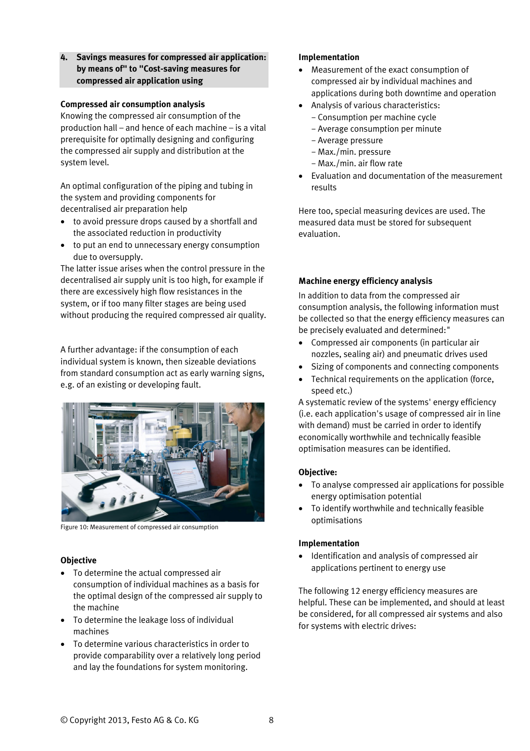## 4. Savings measures for compressed air application: by means of" to "Cost-saving measures for compressed air application using

### Compressed air consumption analysis

Knowing the compressed air consumption of the production hall – and hence of each machine – is a vital prerequisite for optimally designing and configuring the compressed air supply and distribution at the system level.

An optimal configuration of the piping and tubing in the system and providing components for decentralised air preparation help

- to avoid pressure drops caused by a shortfall and the associated reduction in productivity
- to put an end to unnecessary energy consumption due to oversupply.

The latter issue arises when the control pressure in the decentralised air supply unit is too high, for example if there are excessively high flow resistances in the system, or if too many filter stages are being used without producing the required compressed air quality.

A further advantage: if the consumption of each individual system is known, then sizeable deviations from standard consumption act as early warning signs, e.g. of an existing or developing fault.

Figure 10: Measurement of compressed air consumption

### Objective

- To determine the actual compressed air consumption of individual machines as a basis for the optimal design of the compressed air supply to the machine
- To determine the leakage loss of individual machines
- To determine various characteristics in order to provide comparability over a relatively long period and lay the foundations for system monitoring.

### Implementation

- Measurement of the exact consumption of compressed air by individual machines and applications during both downtime and operation
- Analysis of various characteristics:
  - Consumption per machine cycle
  - Average consumption per minute
  - Average pressure
  - Max./min. pressure
  - Max./min. air flow rate
- Evaluation and documentation of the measurement results

Here too, special measuring devices are used. The measured data must be stored for subsequent evaluation.

### Machine energy efficiency analysis

In addition to data from the compressed air consumption analysis, the following information must be collected so that the energy efficiency measures can be precisely evaluated and determined:"

- Compressed air components (in particular air nozzles, sealing air) and pneumatic drives used
- Sizing of components and connecting components
- Technical requirements on the application (force, speed etc.)

A systematic review of the systems' energy efficiency (i.e. each application's usage of compressed air in line with demand) must be carried in order to identify economically worthwhile and technically feasible optimisation measures can be identified.

### Objective:

- To analyse compressed air applications for possible energy optimisation potential
- To identify worthwhile and technically feasible optimisations

### Implementation

- Identification and analysis of compressed air applications pertinent to energy use

The following 12 energy efficiency measures are helpful. These can be implemented, and should at least be considered, for all compressed air systems and also for systems with electric drives: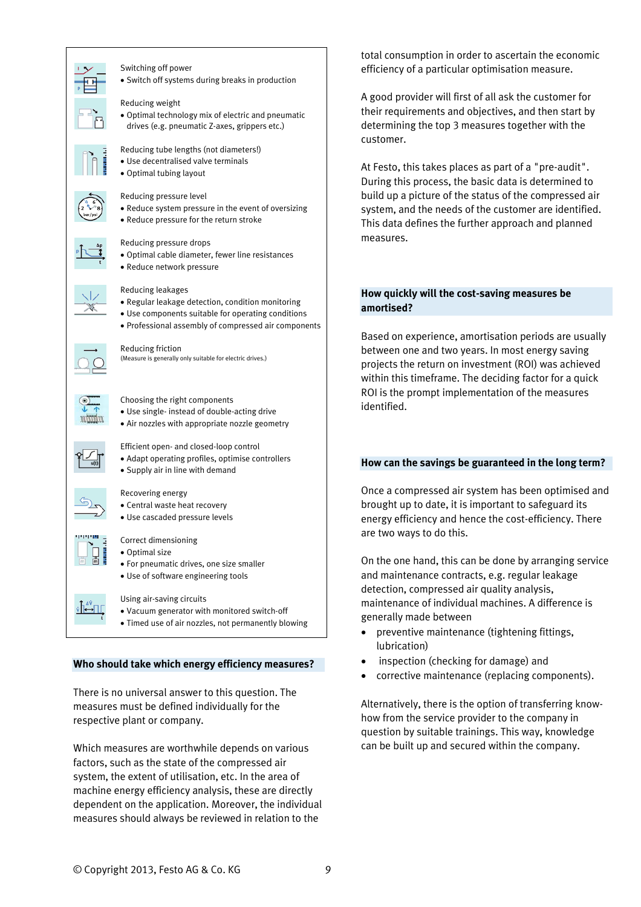Switching off power
- Switch off systems during breaks in production

Reducing weight
- Optimal technology mix of electric and pneumatic drives (e.g. pneumatic Z-axes, grippers etc.)

Reducing tube lengths (not diameters!)
- Use decentralised valve terminals
- Optimal tubing layout

Reducing pressure level
- Reduce system pressure in the event of oversizing
- Reduce pressure for the return stroke

Reducing pressure drops
- Optimal cable diameter, fewer line resistances
- Reduce network pressure

Reducing leakages
- Regular leakage detection, condition monitoring
- Use components suitable for operating conditions
- Professional assembly of compressed air components

Reducing friction
(Measure is generally only suitable for electric drives.)

Choosing the right components
- Use single- instead of double-acting drive
- Air nozzles with appropriate nozzle geometry

Efficient open- and closed-loop control
- Adapt operating profiles, optimise controllers
- Supply air in line with demand

Recovering energy
- Central waste heat recovery
- Use cascaded pressure levels

Correct dimensioning
- Optimal size
- For pneumatic drives, one size smaller
- Use of software engineering tools

Using air-saving circuits
- Vacuum generator with monitored switch-off
- Timed use of air nozzles, not permanently blowing

## Who should take which energy efficiency measures?

There is no universal answer to this question. The measures must be defined individually for the respective plant or company.

Which measures are worthwhile depends on various factors, such as the state of the compressed air system, the extent of utilisation, etc. In the area of machine energy efficiency analysis, these are directly dependent on the application. Moreover, the individual measures should always be reviewed in relation to the total consumption in order to ascertain the economic efficiency of a particular optimisation measure.

A good provider will first of all ask the customer for their requirements and objectives, and then start by determining the top 3 measures together with the customer.

At Festo, this takes places as part of a "pre-audit". During this process, the basic data is determined to build up a picture of the status of the compressed air system, and the needs of the customer are identified. This data defines the further approach and planned measures.

## How quickly will the cost-saving measures be amortised?

Based on experience, amortisation periods are usually between one and two years. In most energy saving projects the return on investment (ROI) was achieved within this timeframe. The deciding factor for a quick ROI is the prompt implementation of the measures identified.

## How can the savings be guaranteed in the long term?

Once a compressed air system has been optimised and brought up to date, it is important to safeguard its energy efficiency and hence the cost-efficiency. There are two ways to do this.

On the one hand, this can be done by arranging service and maintenance contracts, e.g. regular leakage detection, compressed air quality analysis, maintenance of individual machines. A difference is generally made between

- preventive maintenance (tightening fittings, lubrication)
- inspection (checking for damage) and
- corrective maintenance (replacing components).

Alternatively, there is the option of transferring know-how from the service provider to the company in question by suitable trainings. This way, knowledge can be built up and secured within the company.

© Copyright 2013, Festo AG & Co. KG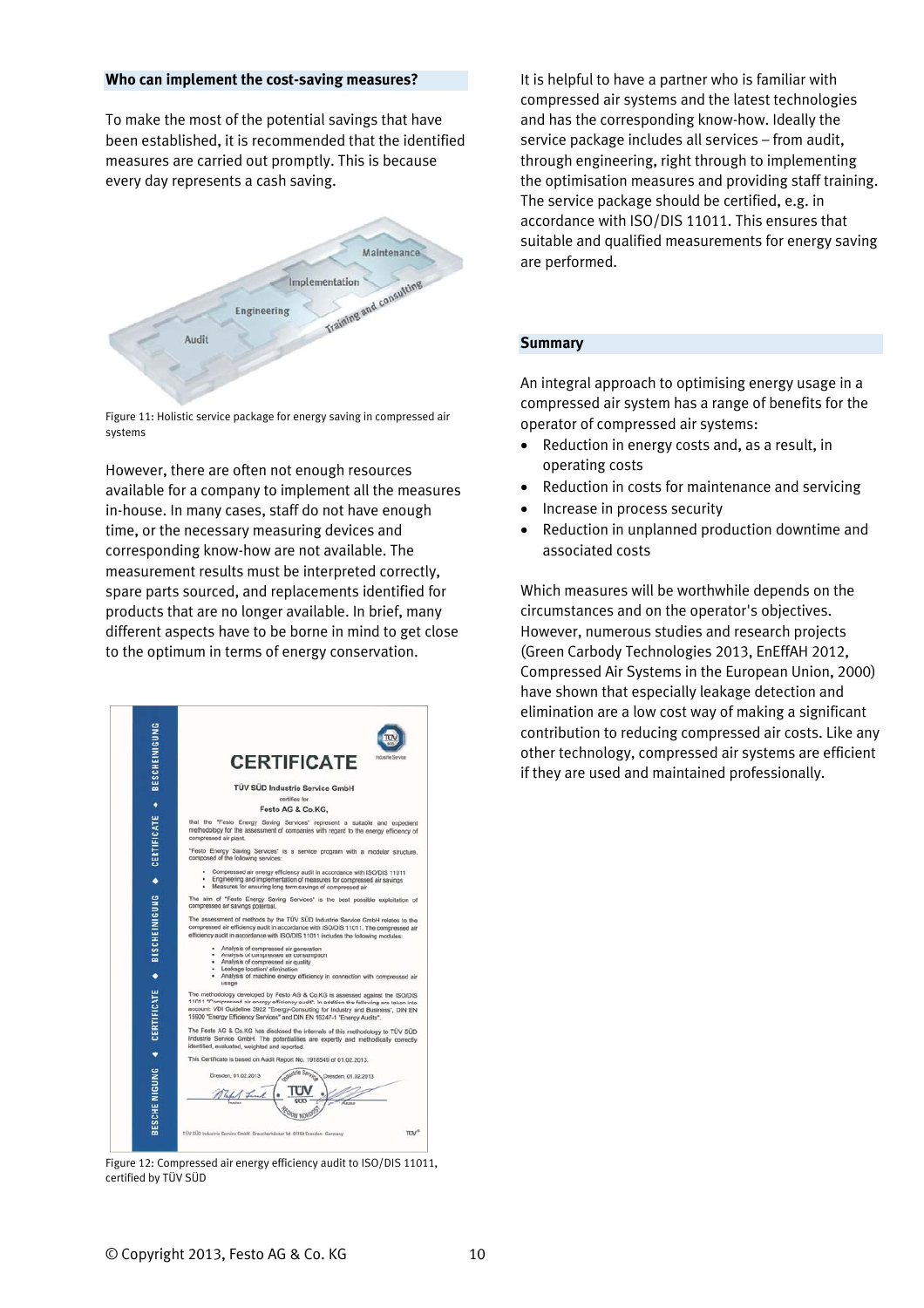## Who can implement the cost-saving measures?

To make the most of the potential savings that have been established, it is recommended that the identified measures are carried out promptly. This is because every day represents a cash saving.

Figure 11: Holistic service package for energy saving in compressed air systems

However, there are often not enough resources available for a company to implement all the measures in-house. In many cases, staff do not have enough time, or the necessary measuring devices and corresponding know-how are not available. The measurement results must be interpreted correctly, spare parts sourced, and replacements identified for products that are no longer available. In brief, many different aspects have to be borne in mind to get close to the optimum in terms of energy conservation.

Figure 12: Compressed air energy efficiency audit to ISO/DIS 11011, certified by TÜV SÜD

It is helpful to have a partner who is familiar with compressed air systems and the latest technologies and has the corresponding know-how. Ideally the service package includes all services – from audit, through engineering, right through to implementing the optimisation measures and providing staff training. The service package should be certified, e.g. in accordance with ISO/DIS 11011. This ensures that suitable and qualified measurements for energy saving are performed.

## Summary

An integral approach to optimising energy usage in a compressed air system has a range of benefits for the operator of compressed air systems:

- Reduction in energy costs and, as a result, in operating costs
- Reduction in costs for maintenance and servicing
- Increase in process security
- Reduction in unplanned production downtime and associated costs

Which measures will be worthwhile depends on the circumstances and on the operator's objectives. However, numerous studies and research projects (Green Carbody Technologies 2013, EnEffAH 2012, Compressed Air Systems in the European Union, 2000) have shown that especially leakage detection and elimination are a low cost way of making a significant contribution to reducing compressed air costs. Like any other technology, compressed air systems are efficient if they are used and maintained professionally.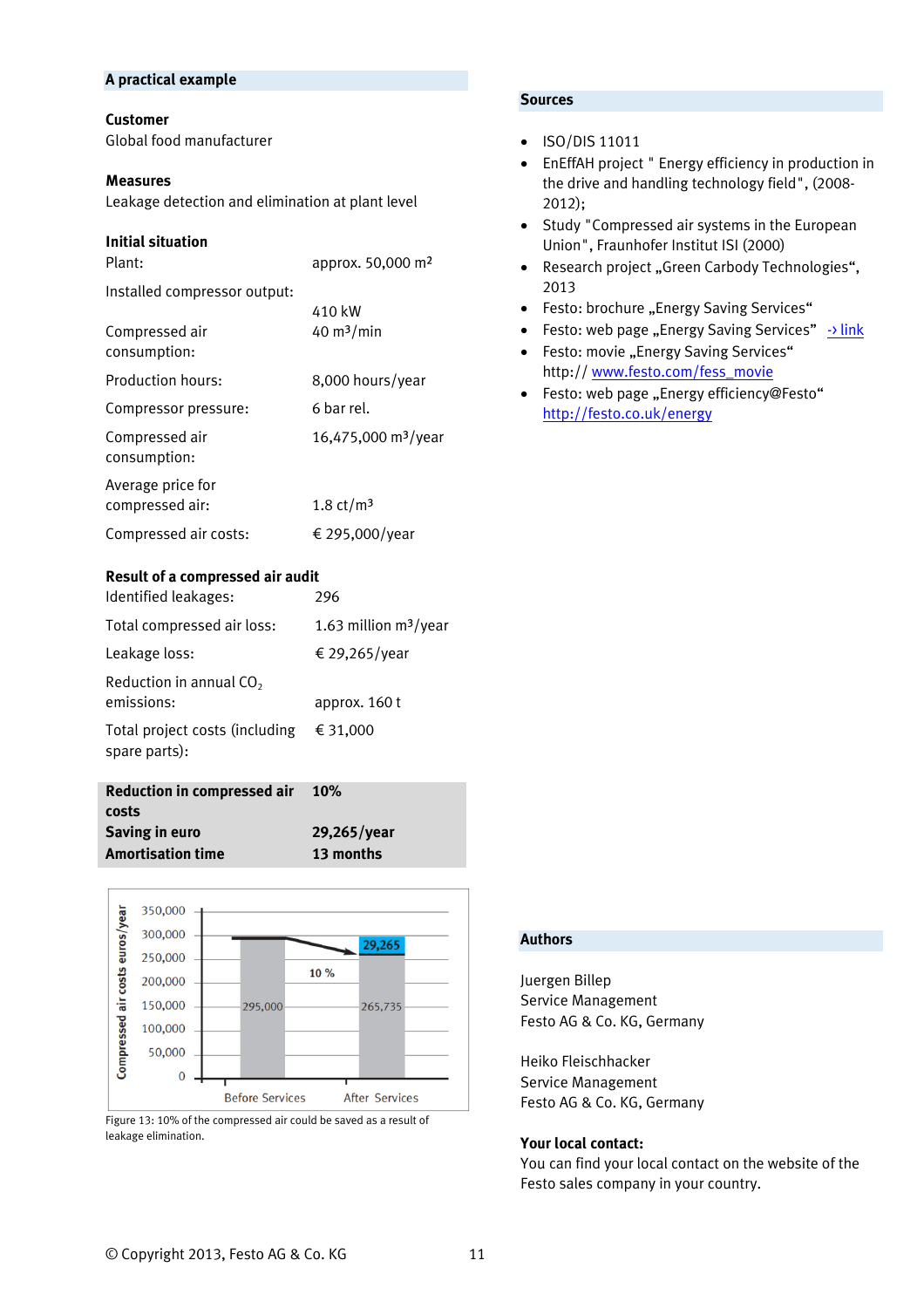## A practical example

**Customer**
Global food manufacturer

**Measures**
Leakage detection and elimination at plant level

**Initial situation**

| | |
|---|---|
| Plant: | approx. 50,000 m² |
| Installed compressor output: | 410 kW |
| Compressed air consumption: | 40 m³/min |
| Production hours: | 8,000 hours/year |
| Compressor pressure: | 6 bar rel. |
| Compressed air consumption: | 16,475,000 m³/year |
| Average price for compressed air: | 1.8 ct/m³ |
| Compressed air costs: | € 295,000/year |

**Result of a compressed air audit**

| | |
|---|---|
| Identified leakages: | 296 |
| Total compressed air loss: | 1.63 million m³/year |
| Leakage loss: | € 29,265/year |
| Reduction in annual $CO_2$ emissions: | approx. 160 t |
| Total project costs (including spare parts): | € 31,000 |

| | |
|---|---|
| **Reduction in compressed air costs** | **10%** |
| **Saving in euro** | **29,265/year** |
| **Amortisation time** | **13 months** |

Compressed air costs euros/year
350,000
300,000
250,000
200,000
150,000
100,000
50,000
0
295,000
29,265
265,735
10 %
Before Services
After Services

Figure 13: 10% of the compressed air could be saved as a result of leakage elimination.

## Sources

- ISO/DIS 11011
- EnEffAH project " Energy efficiency in production in the drive and handling technology field", (2008-2012);
- Study "Compressed air systems in the European Union", Fraunhofer Institut ISI (2000)
- Research project „Green Carbody Technologies“, 2013
- Festo: brochure „Energy Saving Services“
- Festo: web page „Energy Saving Services” -> link
- Festo: movie „Energy Saving Services“ http:// www.festo.com/fess_movie
- Festo: web page „Energy efficiency@Festo“ http://festo.co.uk/energy

## Authors

Juergen Billep
Service Management
Festo AG & Co. KG, Germany

Heiko Fleischhacker
Service Management
Festo AG & Co. KG, Germany

**Your local contact:**
You can find your local contact on the website of the Festo sales company in your country.

© Copyright 2013, Festo AG & Co. KG